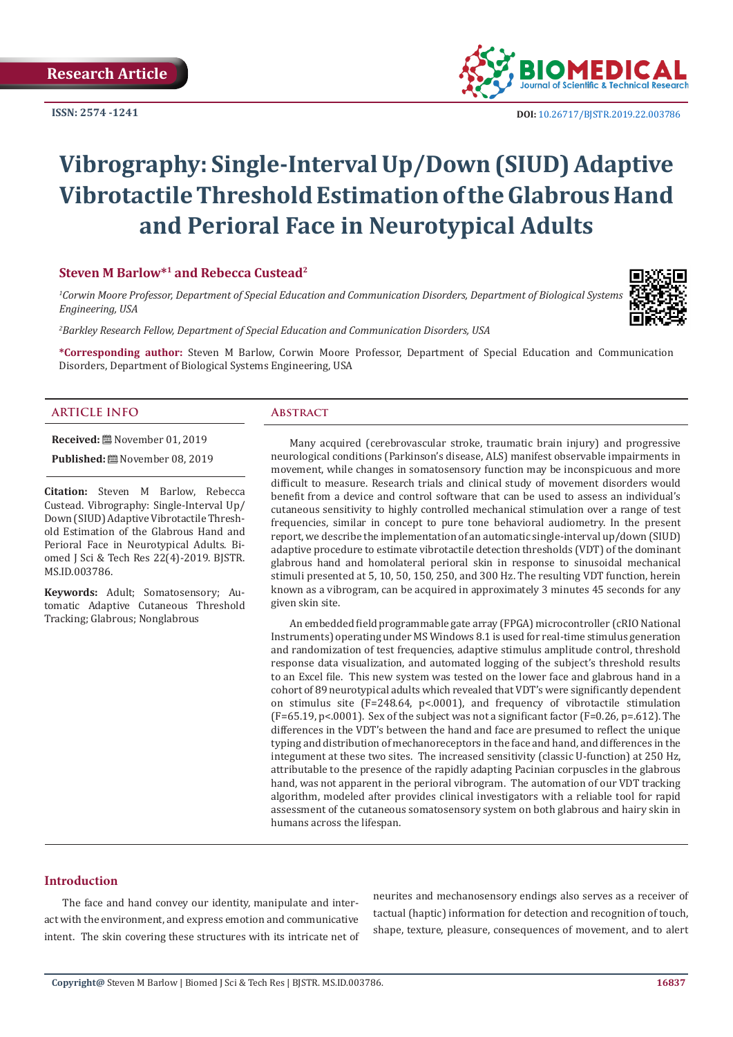Research Article

ISSN: 2574 -1241

DOI: 10.26717/BJSTR.2019.22.003786

# Vibrography: Single-Interval Up/Down (SIUD) Adaptive Vibrotactile Threshold Estimation of the Glabrous Hand and Perioral Face in Neurotypical Adults

**Steven M Barlow*[1] and Rebecca Custead[2]**

*[1]Corwin Moore Professor, Department of Special Education and Communication Disorders, Department of Biological Systems Engineering, USA*

*[2]Barkley Research Fellow, Department of Special Education and Communication Disorders, USA*

***Corresponding author:** Steven M Barlow, Corwin Moore Professor, Department of Special Education and Communication Disorders, Department of Biological Systems Engineering, USA

## Article Info

**Received:** November 01, 2019

**Published:** November 08, 2019

**Citation:** Steven M Barlow, Rebecca Custead. Vibrography: Single-Interval Up/ Down (SIUD) Adaptive Vibrotactile Threshold Estimation of the Glabrous Hand and Perioral Face in Neurotypical Adults. Biomed J Sci & Tech Res 22(4)-2019. BJSTR. MS.ID.003786.

**Keywords:** Adult; Somatosensory; Automatic Adaptive Cutaneous Threshold Tracking; Glabrous; Nonglabrous

## Abstract

Many acquired (cerebrovascular stroke, traumatic brain injury) and progressive neurological conditions (Parkinson's disease, ALS) manifest observable impairments in movement, while changes in somatosensory function may be inconspicuous and more difficult to measure. Research trials and clinical study of movement disorders would benefit from a device and control software that can be used to assess an individual's cutaneous sensitivity to highly controlled mechanical stimulation over a range of test frequencies, similar in concept to pure tone behavioral audiometry. In the present report, we describe the implementation of an automatic single-interval up/down (SIUD) adaptive procedure to estimate vibrotactile detection thresholds (VDT) of the dominant glabrous hand and homolateral perioral skin in response to sinusoidal mechanical stimuli presented at 5, 10, 50, 150, 250, and 300 Hz. The resulting VDT function, herein known as a vibrogram, can be acquired in approximately 3 minutes 45 seconds for any given skin site.

An embedded field programmable gate array (FPGA) microcontroller (cRIO National Instruments) operating under MS Windows 8.1 is used for real-time stimulus generation and randomization of test frequencies, adaptive stimulus amplitude control, threshold response data visualization, and automated logging of the subject's threshold results to an Excel file. This new system was tested on the lower face and glabrous hand in a cohort of 89 neurotypical adults which revealed that VDT's were significantly dependent on stimulus site ($F=248.64$, $p<.0001$), and frequency of vibrotactile stimulation ($F=65.19$, $p<.0001$). Sex of the subject was not a significant factor ($F=0.26$, $p=.612$). The differences in the VDT's between the hand and face are presumed to reflect the unique typing and distribution of mechanoreceptors in the face and hand, and differences in the integument at these two sites. The increased sensitivity (classic U-function) at 250 Hz, attributable to the presence of the rapidly adapting Pacinian corpuscles in the glabrous hand, was not apparent in the perioral vibrogram. The automation of our VDT tracking algorithm, modeled after provides clinical investigators with a reliable tool for rapid assessment of the cutaneous somatosensory system on both glabrous and hairy skin in humans across the lifespan.

## Introduction

The face and hand convey our identity, manipulate and interact with the environment, and express emotion and communicative intent. The skin covering these structures with its intricate net of neurites and mechanosensory endings also serves as a receiver of tactual (haptic) information for detection and recognition of touch, shape, texture, pleasure, consequences of movement, and to alert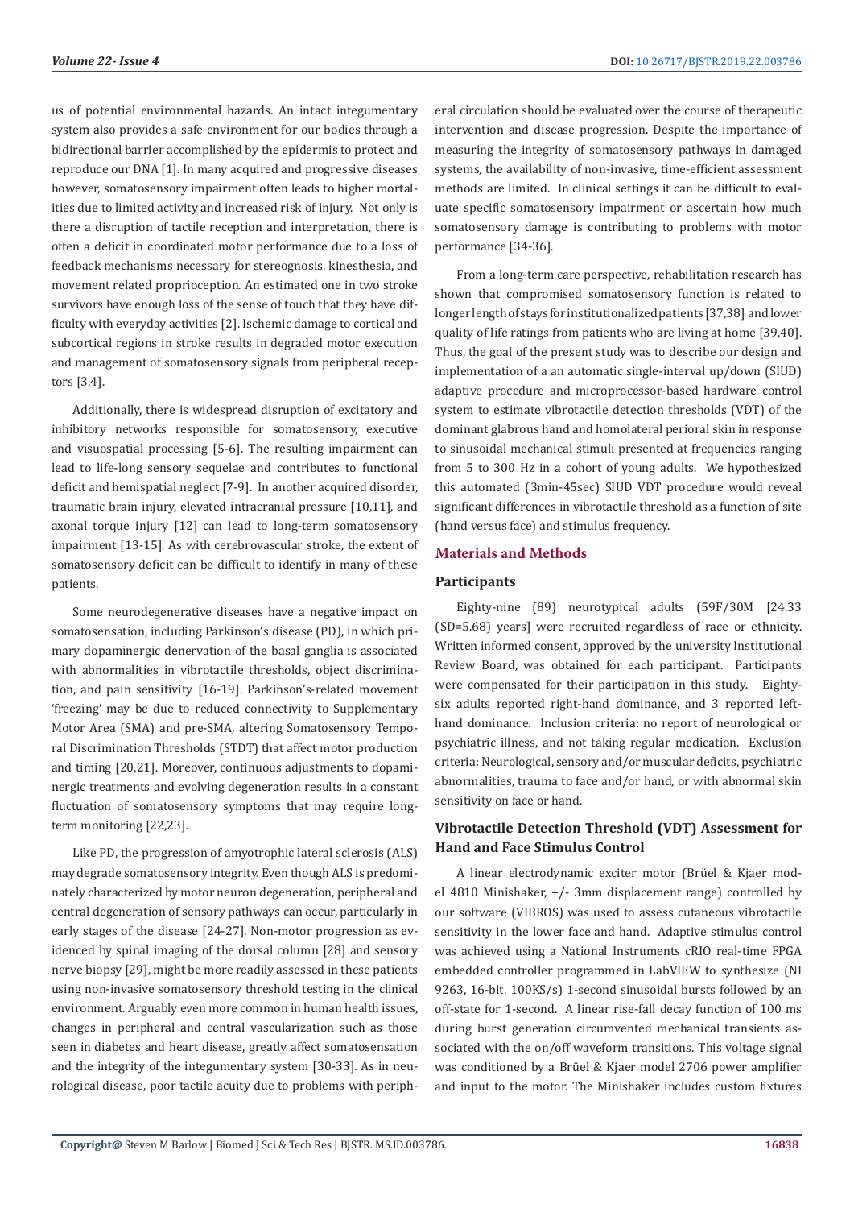us of potential environmental hazards. An intact integumentary system also provides a safe environment for our bodies through a bidirectional barrier accomplished by the epidermis to protect and reproduce our DNA [1]. In many acquired and progressive diseases however, somatosensory impairment often leads to higher mortalities due to limited activity and increased risk of injury. Not only is there a disruption of tactile reception and interpretation, there is often a deficit in coordinated motor performance due to a loss of feedback mechanisms necessary for stereognosis, kinesthesia, and movement related proprioception. An estimated one in two stroke survivors have enough loss of the sense of touch that they have difficulty with everyday activities [2]. Ischemic damage to cortical and subcortical regions in stroke results in degraded motor execution and management of somatosensory signals from peripheral receptors [3,4].

Additionally, there is widespread disruption of excitatory and inhibitory networks responsible for somatosensory, executive and visuospatial processing [5-6]. The resulting impairment can lead to life-long sensory sequelae and contributes to functional deficit and hemispatial neglect [7-9]. In another acquired disorder, traumatic brain injury, elevated intracranial pressure [10,11], and axonal torque injury [12] can lead to long-term somatosensory impairment [13-15]. As with cerebrovascular stroke, the extent of somatosensory deficit can be difficult to identify in many of these patients.

Some neurodegenerative diseases have a negative impact on somatosensation, including Parkinson's disease (PD), in which primary dopaminergic denervation of the basal ganglia is associated with abnormalities in vibrotactile thresholds, object discrimination, and pain sensitivity [16-19]. Parkinson's-related movement 'freezing' may be due to reduced connectivity to Supplementary Motor Area (SMA) and pre-SMA, altering Somatosensory Temporal Discrimination Thresholds (STDT) that affect motor production and timing [20,21]. Moreover, continuous adjustments to dopaminergic treatments and evolving degeneration results in a constant fluctuation of somatosensory symptoms that may require long-term monitoring [22,23].

Like PD, the progression of amyotrophic lateral sclerosis (ALS) may degrade somatosensory integrity. Even though ALS is predominately characterized by motor neuron degeneration, peripheral and central degeneration of sensory pathways can occur, particularly in early stages of the disease [24-27]. Non-motor progression as evidenced by spinal imaging of the dorsal column [28] and sensory nerve biopsy [29], might be more readily assessed in these patients using non-invasive somatosensory threshold testing in the clinical environment. Arguably even more common in human health issues, changes in peripheral and central vascularization such as those seen in diabetes and heart disease, greatly affect somatosensation and the integrity of the integumentary system [30-33]. As in neurological disease, poor tactile acuity due to problems with peripheral circulation should be evaluated over the course of therapeutic intervention and disease progression. Despite the importance of measuring the integrity of somatosensory pathways in damaged systems, the availability of non-invasive, time-efficient assessment methods are limited. In clinical settings it can be difficult to evaluate specific somatosensory impairment or ascertain how much somatosensory damage is contributing to problems with motor performance [34-36].

From a long-term care perspective, rehabilitation research has shown that compromised somatosensory function is related to longer length of stays for institutionalized patients [37,38] and lower quality of life ratings from patients who are living at home [39,40]. Thus, the goal of the present study was to describe our design and implementation of a an automatic single-interval up/down (SIUD) adaptive procedure and microprocessor-based hardware control system to estimate vibrotactile detection thresholds (VDT) of the dominant glabrous hand and homolateral perioral skin in response to sinusoidal mechanical stimuli presented at frequencies ranging from 5 to 300 Hz in a cohort of young adults. We hypothesized this automated (3min-45sec) SIUD VDT procedure would reveal significant differences in vibrotactile threshold as a function of site (hand versus face) and stimulus frequency.

## Materials and Methods

### Participants

Eighty-nine (89) neurotypical adults (59F/30M [24.33 (SD=5.68) years] were recruited regardless of race or ethnicity. Written informed consent, approved by the university Institutional Review Board, was obtained for each participant. Participants were compensated for their participation in this study. Eighty-six adults reported right-hand dominance, and 3 reported left-hand dominance. Inclusion criteria: no report of neurological or psychiatric illness, and not taking regular medication. Exclusion criteria: Neurological, sensory and/or muscular deficits, psychiatric abnormalities, trauma to face and/or hand, or with abnormal skin sensitivity on face or hand.

### Vibrotactile Detection Threshold (VDT) Assessment for Hand and Face Stimulus Control

A linear electrodynamic exciter motor (Brüel & Kjaer model 4810 Minishaker, +/- 3mm displacement range) controlled by our software (VIBROS) was used to assess cutaneous vibrotactile sensitivity in the lower face and hand. Adaptive stimulus control was achieved using a National Instruments cRIO real-time FPGA embedded controller programmed in LabVIEW to synthesize (NI 9263, 16-bit, 100KS/s) 1-second sinusoidal bursts followed by an off-state for 1-second. A linear rise-fall decay function of 100 ms during burst generation circumvented mechanical transients associated with the on/off waveform transitions. This voltage signal was conditioned by a Brüel & Kjaer model 2706 power amplifier and input to the motor. The Minishaker includes custom fixtures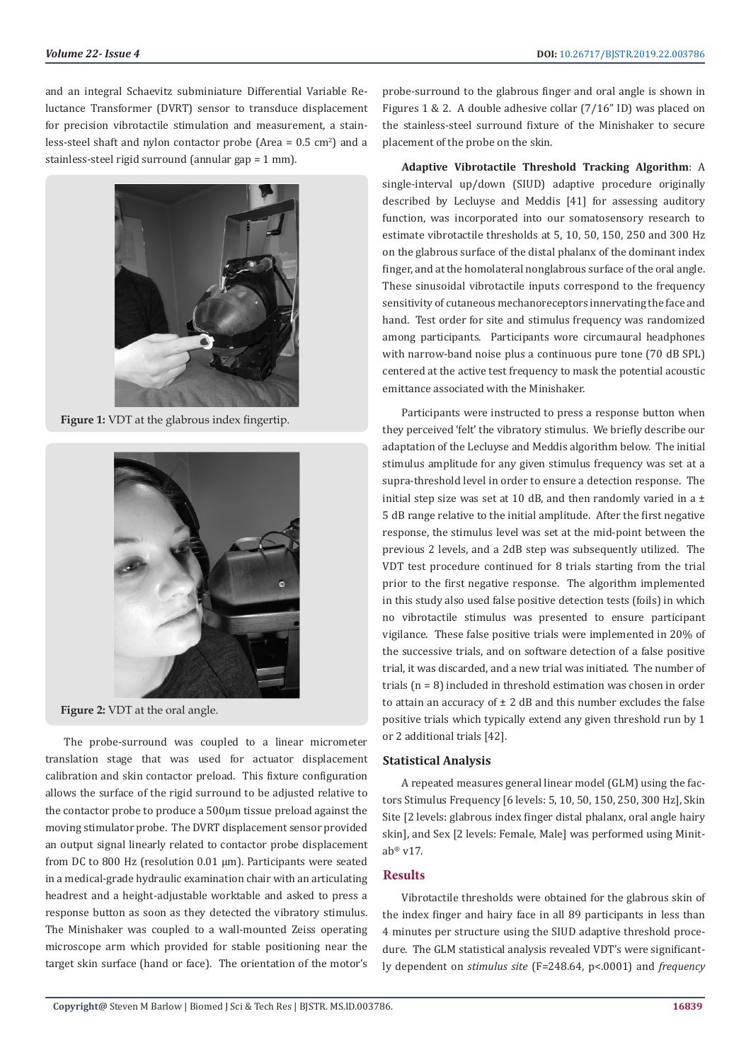and an integral Schaevitz subminiature Differential Variable Reluctance Transformer (DVRT) sensor to transduce displacement for precision vibrotactile stimulation and measurement, a stainless-steel shaft and nylon contactor probe (Area = 0.5 $cm^2$) and a stainless-steel rigid surround (annular gap = 1 mm).

**Figure 1:** VDT at the glabrous index fingertip.

**Figure 2:** VDT at the oral angle.

The probe-surround was coupled to a linear micrometer translation stage that was used for actuator displacement calibration and skin contactor preload. This fixture configuration allows the surface of the rigid surround to be adjusted relative to the contactor probe to produce a 500µm tissue preload against the moving stimulator probe. The DVRT displacement sensor provided an output signal linearly related to contactor probe displacement from DC to 800 Hz (resolution 0.01 µm). Participants were seated in a medical-grade hydraulic examination chair with an articulating headrest and a height-adjustable worktable and asked to press a response button as soon as they detected the vibratory stimulus. The Minishaker was coupled to a wall-mounted Zeiss operating microscope arm which provided for stable positioning near the target skin surface (hand or face). The orientation of the motor's probe-surround to the glabrous finger and oral angle is shown in Figures 1 & 2. A double adhesive collar (7/16" ID) was placed on the stainless-steel surround fixture of the Minishaker to secure placement of the probe on the skin.

**Adaptive Vibrotactile Threshold Tracking Algorithm**: A single-interval up/down (SIUD) adaptive procedure originally described by Lecluyse and Meddis [41] for assessing auditory function, was incorporated into our somatosensory research to estimate vibrotactile thresholds at 5, 10, 50, 150, 250 and 300 Hz on the glabrous surface of the distal phalanx of the dominant index finger, and at the homolateral nonglabrous surface of the oral angle. These sinusoidal vibrotactile inputs correspond to the frequency sensitivity of cutaneous mechanoreceptors innervating the face and hand. Test order for site and stimulus frequency was randomized among participants. Participants wore circumaural headphones with narrow-band noise plus a continuous pure tone (70 dB SPL) centered at the active test frequency to mask the potential acoustic emittance associated with the Minishaker.

Participants were instructed to press a response button when they perceived 'felt' the vibratory stimulus. We briefly describe our adaptation of the Lecluyse and Meddis algorithm below. The initial stimulus amplitude for any given stimulus frequency was set at a supra-threshold level in order to ensure a detection response. The initial step size was set at 10 dB, and then randomly varied in a ± 5 dB range relative to the initial amplitude. After the first negative response, the stimulus level was set at the mid-point between the previous 2 levels, and a 2dB step was subsequently utilized. The VDT test procedure continued for 8 trials starting from the trial prior to the first negative response. The algorithm implemented in this study also used false positive detection tests (foils) in which no vibrotactile stimulus was presented to ensure participant vigilance. These false positive trials were implemented in 20% of the successive trials, and on software detection of a false positive trial, it was discarded, and a new trial was initiated. The number of trials (n = 8) included in threshold estimation was chosen in order to attain an accuracy of ± 2 dB and this number excludes the false positive trials which typically extend any given threshold run by 1 or 2 additional trials [42].

## Statistical Analysis

A repeated measures general linear model (GLM) using the factors Stimulus Frequency [6 levels: 5, 10, 50, 150, 250, 300 Hz], Skin Site [2 levels: glabrous index finger distal phalanx, oral angle hairy skin], and Sex [2 levels: Female, Male] was performed using Minitab® v17.

## Results

Vibrotactile thresholds were obtained for the glabrous skin of the index finger and hairy face in all 89 participants in less than 4 minutes per structure using the SIUD adaptive threshold procedure. The GLM statistical analysis revealed VDT's were significantly dependent on *stimulus site* ($F=248.64$, $p<.0001$) and *frequency*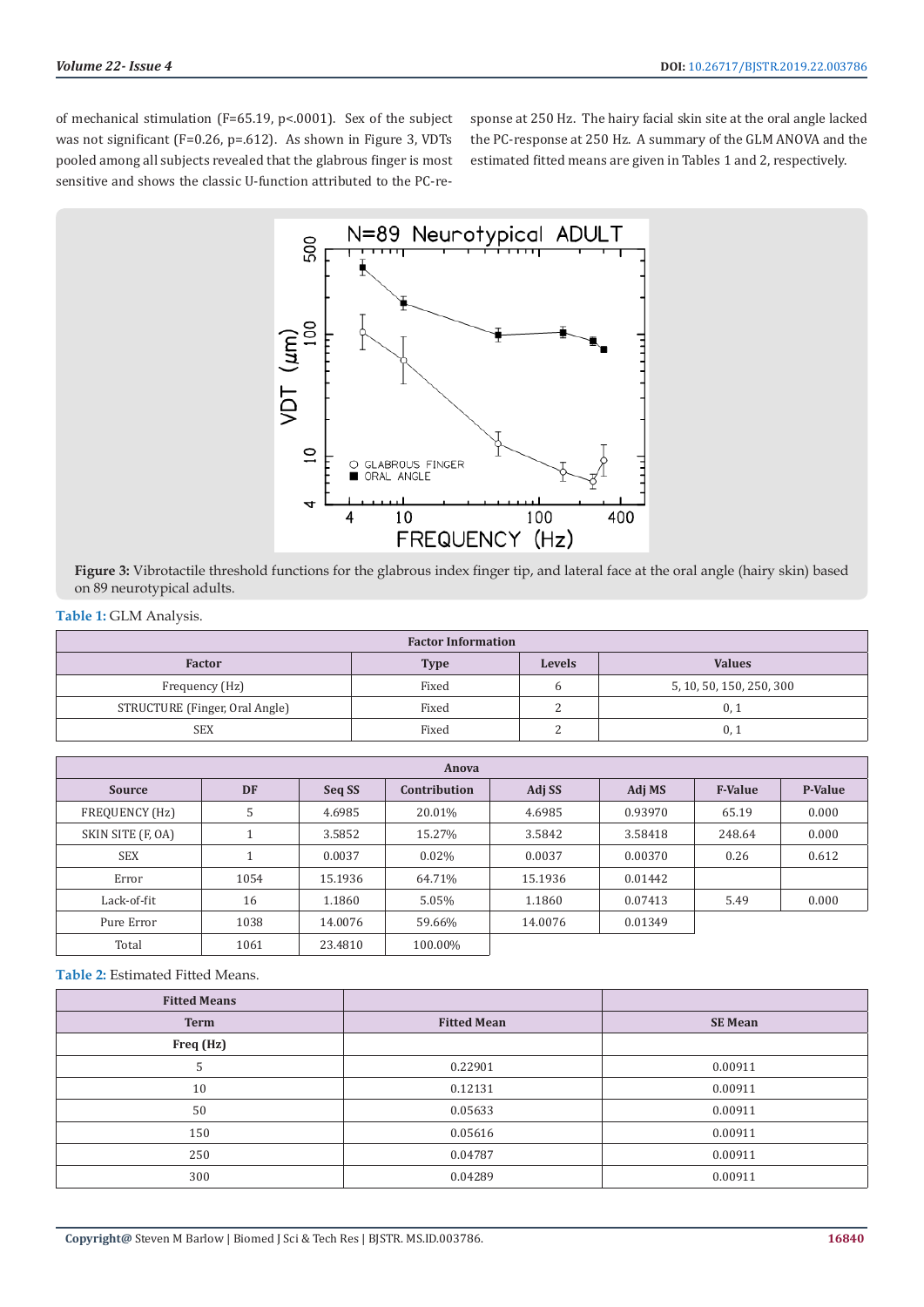of mechanical stimulation (F=65.19, p<.0001). Sex of the subject was not significant (F=0.26, p=.612). As shown in Figure 3, VDTs pooled among all subjects revealed that the glabrous finger is most sensitive and shows the classic U-function attributed to the PC-response at 250 Hz. The hairy facial skin site at the oral angle lacked the PC-response at 250 Hz. A summary of the GLM ANOVA and the estimated fitted means are given in Tables 1 and 2, respectively.

**Figure 3:** Vibrotactile threshold functions for the glabrous index finger tip, and lateral face at the oral angle (hairy skin) based on 89 neurotypical adults.

**Table 1:** GLM Analysis.

| Factor Information | | | |
|---|---|---|---|
| **Factor** | **Type** | **Levels** | **Values** |
| Frequency (Hz) | Fixed | 6 | 5, 10, 50, 150, 250, 300 |
| STRUCTURE (Finger, Oral Angle) | Fixed | 2 | 0, 1 |
| SEX | Fixed | 2 | 0, 1 |

| Anova | | | | | | | |
|---|---|---|---|---|---|---|---|
| **Source** | **DF** | **Seq SS** | **Contribution** | **Adj SS** | **Adj MS** | **F-Value** | **P-Value** |
| FREQUENCY (Hz) | 5 | 4.6985 | 20.01% | 4.6985 | 0.93970 | 65.19 | 0.000 |
| SKIN SITE (F, OA) | 1 | 3.5852 | 15.27% | 3.5842 | 3.58418 | 248.64 | 0.000 |
| SEX | 1 | 0.0037 | 0.02% | 0.0037 | 0.00370 | 0.26 | 0.612 |
| Error | 1054 | 15.1936 | 64.71% | 15.1936 | 0.01442 | | |
| Lack-of-fit | 16 | 1.1860 | 5.05% | 1.1860 | 0.07413 | 5.49 | 0.000 |
| Pure Error | 1038 | 14.0076 | 59.66% | 14.0076 | 0.01349 | | |
| Total | 1061 | 23.4810 | 100.00% | | | | |

**Table 2:** Estimated Fitted Means.

| Fitted Means | | |
|---|---|---|
| **Term** | **Fitted Mean** | **SE Mean** |
| **Freq (Hz)** | | |
| 5 | 0.22901 | 0.00911 |
| 10 | 0.12131 | 0.00911 |
| 50 | 0.05633 | 0.00911 |
| 150 | 0.05616 | 0.00911 |
| 250 | 0.04787 | 0.00911 |
| 300 | 0.04289 | 0.00911 |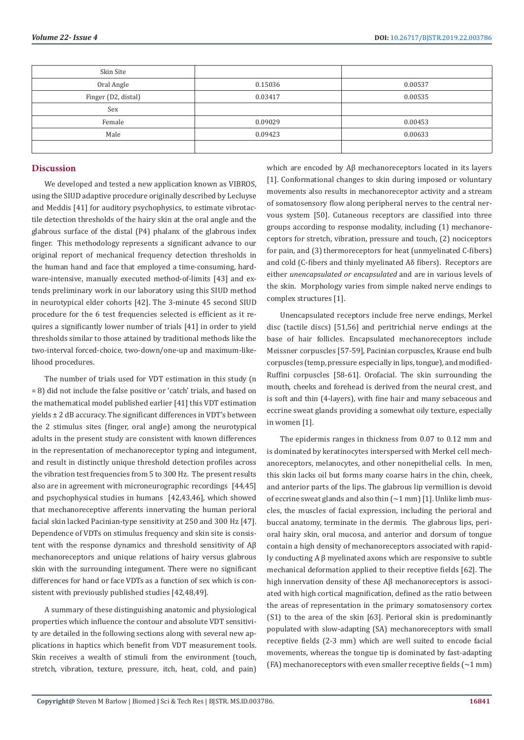| Skin Site | | |
|---|---|---|
| Oral Angle | 0.15036 | 0.00537 |
| Finger (D2, distal) | 0.03417 | 0.00535 |
| Sex | | |
| Female | 0.09029 | 0.00453 |
| Male | 0.09423 | 0.00633 |
| | | |

## Discussion

We developed and tested a new application known as VIBROS, using the SIUD adaptive procedure originally described by Lecluyse and Meddis [41] for auditory psychophysics, to estimate vibrotactile detection thresholds of the hairy skin at the oral angle and the glabrous surface of the distal (P4) phalanx of the glabrous index finger. This methodology represents a significant advance to our original report of mechanical frequency detection thresholds in the human hand and face that employed a time-consuming, hardware-intensive, manually executed method-of-limits [43] and extends preliminary work in our laboratory using this SIUD method in neurotypical elder cohorts [42]. The 3-minute 45 second SIUD procedure for the 6 test frequencies selected is efficient as it requires a significantly lower number of trials [41] in order to yield thresholds similar to those attained by traditional methods like the two-interval forced-choice, two-down/one-up and maximum-likelihood procedures.

The number of trials used for VDT estimation in this study (n = 8) did not include the false positive or 'catch' trials, and based on the mathematical model published earlier [41] this VDT estimation yields ± 2 dB accuracy. The significant differences in VDT's between the 2 stimulus sites (finger, oral angle) among the neurotypical adults in the present study are consistent with known differences in the representation of mechanoreceptor typing and integument, and result in distinctly unique threshold detection profiles across the vibration test frequencies from 5 to 300 Hz. The present results also are in agreement with microneurographic recordings [44,45] and psychophysical studies in humans [42,43,46], which showed that mechanoreceptive afferents innervating the human perioral facial skin lacked Pacinian-type sensitivity at 250 and 300 Hz [47]. Dependence of VDTs on stimulus frequency and skin site is consistent with the response dynamics and threshold sensitivity of Aβ mechanoreceptors and unique relations of hairy versus glabrous skin with the surrounding integument. There were no significant differences for hand or face VDTs as a function of sex which is consistent with previously published studies [42,48,49].

A summary of these distinguishing anatomic and physiological properties which influence the contour and absolute VDT sensitivity are detailed in the following sections along with several new applications in haptics which benefit from VDT measurement tools. Skin receives a wealth of stimuli from the environment (touch, stretch, vibration, texture, pressure, itch, heat, cold, and pain) which are encoded by Aβ mechanoreceptors located in its layers [1]. Conformational changes to skin during imposed or voluntary movements also results in mechanoreceptor activity and a stream of somatosensory flow along peripheral nerves to the central nervous system [50]. Cutaneous receptors are classified into three groups according to response modality, including (1) mechanoreceptors for stretch, vibration, pressure and touch, (2) nociceptors for pain, and (3) thermoreceptors for heat (unmyelinated C-fibers) and cold (C-fibers and thinly myelinated Aδ fibers). Receptors are either *unencapsulated or encapsulated* and are in various levels of the skin. Morphology varies from simple naked nerve endings to complex structures [1].

Unencapsulated receptors include free nerve endings, Merkel disc (tactile discs) [51,56] and peritrichial nerve endings at the base of hair follicles. Encapsulated mechanoreceptors include Meissner corpuscles [57-59], Pacinian corpuscles, Krause end bulb corpuscles (temp, pressure especially in lips, tongue), and modified-Ruffini corpuscles [58-61]. Orofacial. The skin surrounding the mouth, cheeks and forehead is derived from the neural crest, and is soft and thin (4-layers), with fine hair and many sebaceous and eccrine sweat glands providing a somewhat oily texture, especially in women [1].

The epidermis ranges in thickness from 0.07 to 0.12 mm and is dominated by keratinocytes interspersed with Merkel cell mechanoreceptors, melanocytes, and other nonepithelial cells. In men, this skin lacks oil but forms many coarse hairs in the chin, cheek, and anterior parts of the lips. The glabrous lip vermillion is devoid of eccrine sweat glands and also thin (~1 mm) [1]. Unlike limb muscles, the muscles of facial expression, including the perioral and buccal anatomy, terminate in the dermis. The glabrous lips, perioral hairy skin, oral mucosa, and anterior and dorsum of tongue contain a high density of mechanoreceptors associated with rapidly conducting A β myelinated axons which are responsive to subtle mechanical deformation applied to their receptive fields [62]. The high innervation density of these Aβ mechanoreceptors is associated with high cortical magnification, defined as the ratio between the areas of representation in the primary somatosensory cortex (S1) to the area of the skin [63]. Perioral skin is predominantly populated with slow-adapting (SA) mechanoreceptors with small receptive fields (2-3 mm) which are well suited to encode facial movements, whereas the tongue tip is dominated by fast-adapting (FA) mechanoreceptors with even smaller receptive fields (~1 mm)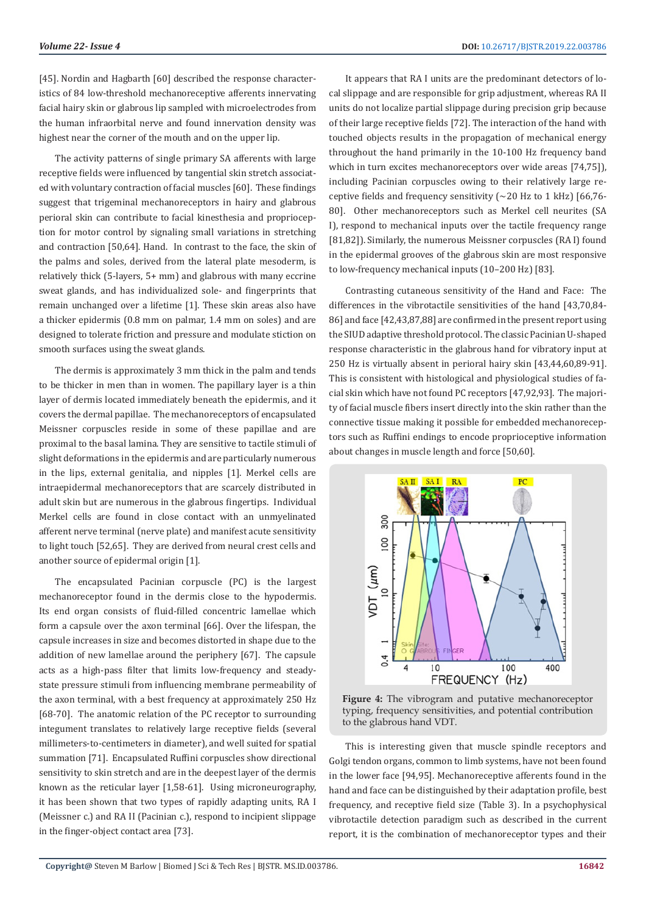[45]. Nordin and Hagbarth [60] described the response characteristics of 84 low-threshold mechanoreceptive afferents innervating facial hairy skin or glabrous lip sampled with microelectrodes from the human infraorbital nerve and found innervation density was highest near the corner of the mouth and on the upper lip.

The activity patterns of single primary SA afferents with large receptive fields were influenced by tangential skin stretch associated with voluntary contraction of facial muscles [60]. These findings suggest that trigeminal mechanoreceptors in hairy and glabrous perioral skin can contribute to facial kinesthesia and proprioception for motor control by signaling small variations in stretching and contraction [50,64]. Hand. In contrast to the face, the skin of the palms and soles, derived from the lateral plate mesoderm, is relatively thick (5-layers, 5+ mm) and glabrous with many eccrine sweat glands, and has individualized sole- and fingerprints that remain unchanged over a lifetime [1]. These skin areas also have a thicker epidermis (0.8 mm on palmar, 1.4 mm on soles) and are designed to tolerate friction and pressure and modulate stiction on smooth surfaces using the sweat glands.

The dermis is approximately 3 mm thick in the palm and tends to be thicker in men than in women. The papillary layer is a thin layer of dermis located immediately beneath the epidermis, and it covers the dermal papillae. The mechanoreceptors of encapsulated Meissner corpuscles reside in some of these papillae and are proximal to the basal lamina. They are sensitive to tactile stimuli of slight deformations in the epidermis and are particularly numerous in the lips, external genitalia, and nipples [1]. Merkel cells are intraepidermal mechanoreceptors that are scarcely distributed in adult skin but are numerous in the glabrous fingertips. Individual Merkel cells are found in close contact with an unmyelinated afferent nerve terminal (nerve plate) and manifest acute sensitivity to light touch [52,65]. They are derived from neural crest cells and another source of epidermal origin [1].

The encapsulated Pacinian corpuscle (PC) is the largest mechanoreceptor found in the dermis close to the hypodermis. Its end organ consists of fluid-filled concentric lamellae which form a capsule over the axon terminal [66]. Over the lifespan, the capsule increases in size and becomes distorted in shape due to the addition of new lamellae around the periphery [67]. The capsule acts as a high-pass filter that limits low-frequency and steady-state pressure stimuli from influencing membrane permeability of the axon terminal, with a best frequency at approximately 250 Hz [68-70]. The anatomic relation of the PC receptor to surrounding integument translates to relatively large receptive fields (several millimeters-to-centimeters in diameter), and well suited for spatial summation [71]. Encapsulated Ruffini corpuscles show directional sensitivity to skin stretch and are in the deepest layer of the dermis known as the reticular layer [1,58-61]. Using microneurography, it has been shown that two types of rapidly adapting units, RA I (Meissner c.) and RA II (Pacinian c.), respond to incipient slippage in the finger-object contact area [73].

It appears that RA I units are the predominant detectors of local slippage and are responsible for grip adjustment, whereas RA II units do not localize partial slippage during precision grip because of their large receptive fields [72]. The interaction of the hand with touched objects results in the propagation of mechanical energy throughout the hand primarily in the 10-100 Hz frequency band which in turn excites mechanoreceptors over wide areas [74,75]), including Pacinian corpuscles owing to their relatively large receptive fields and frequency sensitivity (~20 Hz to 1 kHz) [66,76-80]. Other mechanoreceptors such as Merkel cell neurites (SA I), respond to mechanical inputs over the tactile frequency range [81,82]). Similarly, the numerous Meissner corpuscles (RA I) found in the epidermal grooves of the glabrous skin are most responsive to low-frequency mechanical inputs (10–200 Hz) [83].

Contrasting cutaneous sensitivity of the Hand and Face: The differences in the vibrotactile sensitivities of the hand [43,70,84-86] and face [42,43,87,88] are confirmed in the present report using the SIUD adaptive threshold protocol. The classic Pacinian U-shaped response characteristic in the glabrous hand for vibratory input at 250 Hz is virtually absent in perioral hairy skin [43,44,60,89-91]. This is consistent with histological and physiological studies of facial skin which have not found PC receptors [47,92,93]. The majority of facial muscle fibers insert directly into the skin rather than the connective tissue making it possible for embedded mechanoreceptors such as Ruffini endings to encode proprioceptive information about changes in muscle length and force [50,60].

**Figure 4:** The vibrogram and putative mechanoreceptor typing, frequency sensitivities, and potential contribution to the glabrous hand VDT.

This is interesting given that muscle spindle receptors and Golgi tendon organs, common to limb systems, have not been found in the lower face [94,95]. Mechanoreceptive afferents found in the hand and face can be distinguished by their adaptation profile, best frequency, and receptive field size (Table 3). In a psychophysical vibrotactile detection paradigm such as described in the current report, it is the combination of mechanoreceptor types and their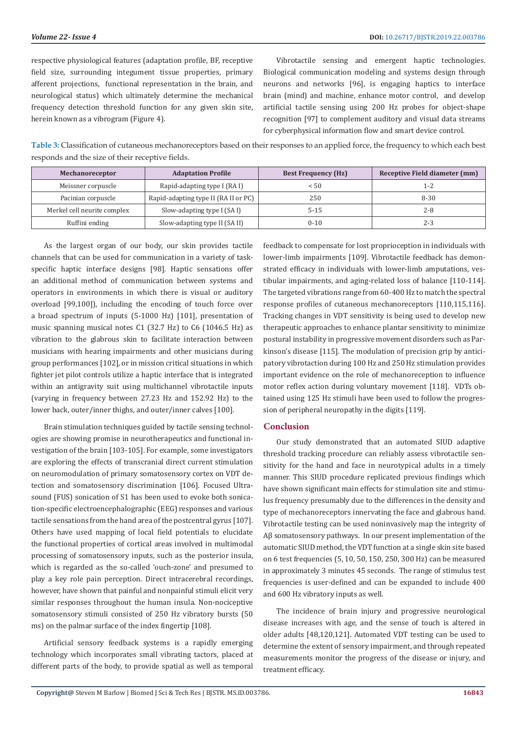respective physiological features (adaptation profile, BF, receptive field size, surrounding integument tissue properties, primary afferent projections, functional representation in the brain, and neurological status) which ultimately determine the mechanical frequency detection threshold function for any given skin site, herein known as a vibrogram (Figure 4).

Vibrotactile sensing and emergent haptic technologies. Biological communication modeling and systems design through neurons and networks [96], is engaging haptics to interface brain (mind) and machine, enhance motor control, and develop artificial tactile sensing using 200 Hz probes for object-shape recognition [97] to complement auditory and visual data streams for cyberphysical information flow and smart device control.

**Table 3:** Classification of cutaneous mechanoreceptors based on their responses to an applied force, the frequency to which each best responds and the size of their receptive fields.

| Mechanoreceptor | Adaptation Profile | Best Frequency (Hz) | Receptive Field diameter (mm) |
|---|---|---|---|
| Meissner corpuscle | Rapid-adapting type I (RA I) | < 50 | 1-2 |
| Pacinian corpuscle | Rapid-adapting type II (RA II or PC) | 250 | 8-30 |
| Merkel cell neurite complex | Slow-adapting type I (SA I) | 5-15 | 2-8 |
| Ruffini ending | Slow-adapting type II (SA II) | 0-10 | 2-3 |

As the largest organ of our body, our skin provides tactile channels that can be used for communication in a variety of task-specific haptic interface designs [98]. Haptic sensations offer an additional method of communication between systems and operators in environments in which there is visual or auditory overload [99,100]), including the encoding of touch force over a broad spectrum of inputs (5-1000 Hz) [101], presentation of music spanning musical notes C1 (32.7 Hz) to C6 (1046.5 Hz) as vibration to the glabrous skin to facilitate interaction between musicians with hearing impairments and other musicians during group performances [102], or in mission critical situations in which fighter jet pilot controls utilize a haptic interface that is integrated within an antigravity suit using multichannel vibrotactile inputs (varying in frequency between 27.23 Hz and 152.92 Hz) to the lower back, outer/inner thighs, and outer/inner calves [100].

Brain stimulation techniques guided by tactile sensing technologies are showing promise in neurotherapeutics and functional investigation of the brain [103-105]. For example, some investigators are exploring the effects of transcranial direct current stimulation on neuromodulation of primary somatosensory cortex on VDT detection and somatosensory discrimination [106]. Focused Ultrasound (FUS) sonication of S1 has been used to evoke both sonication-specific electroencephalographic (EEG) responses and various tactile sensations from the hand area of the postcentral gyrus [107]. Others have used mapping of local field potentials to elucidate the functional properties of cortical areas involved in multimodal processing of somatosensory inputs, such as the posterior insula, which is regarded as the so-called 'ouch-zone' and presumed to play a key role pain perception. Direct intracerebral recordings, however, have shown that painful and nonpainful stimuli elicit very similar responses throughout the human insula. Non-nociceptive somatosensory stimuli consisted of 250 Hz vibratory bursts (50 ms) on the palmar surface of the index fingertip [108].

Artificial sensory feedback systems is a rapidly emerging technology which incorporates small vibrating tactors, placed at different parts of the body, to provide spatial as well as temporal feedback to compensate for lost proprioception in individuals with lower-limb impairments [109]. Vibrotactile feedback has demonstrated efficacy in individuals with lower-limb amputations, vestibular impairments, and aging-related loss of balance [110-114]. The targeted vibrations range from 60-400 Hz to match the spectral response profiles of cutaneous mechanoreceptors [110,115,116]. Tracking changes in VDT sensitivity is being used to develop new therapeutic approaches to enhance plantar sensitivity to minimize postural instability in progressive movement disorders such as Parkinson's disease [115]. The modulation of precision grip by anticipatory vibrotaction during 100 Hz and 250 Hz stimulation provides important evidence on the role of mechanoreception to influence motor reflex action during voluntary movement [118]. VDTs obtained using 125 Hz stimuli have been used to follow the progression of peripheral neuropathy in the digits [119].

## Conclusion

Our study demonstrated that an automated SIUD adaptive threshold tracking procedure can reliably assess vibrotactile sensitivity for the hand and face in neurotypical adults in a timely manner. This SIUD procedure replicated previous findings which have shown significant main effects for stimulation site and stimulus frequency presumably due to the differences in the density and type of mechanoreceptors innervating the face and glabrous hand. Vibrotactile testing can be used noninvasively map the integrity of Aβ somatosensory pathways. In our present implementation of the automatic SIUD method, the VDT function at a single skin site based on 6 test frequencies (5, 10, 50, 150, 250, 300 Hz) can be measured in approximately 3 minutes 45 seconds. The range of stimulus test frequencies is user-defined and can be expanded to include 400 and 600 Hz vibratory inputs as well.

The incidence of brain injury and progressive neurological disease increases with age, and the sense of touch is altered in older adults [48,120,121]. Automated VDT testing can be used to determine the extent of sensory impairment, and through repeated measurements monitor the progress of the disease or injury, and treatment efficacy.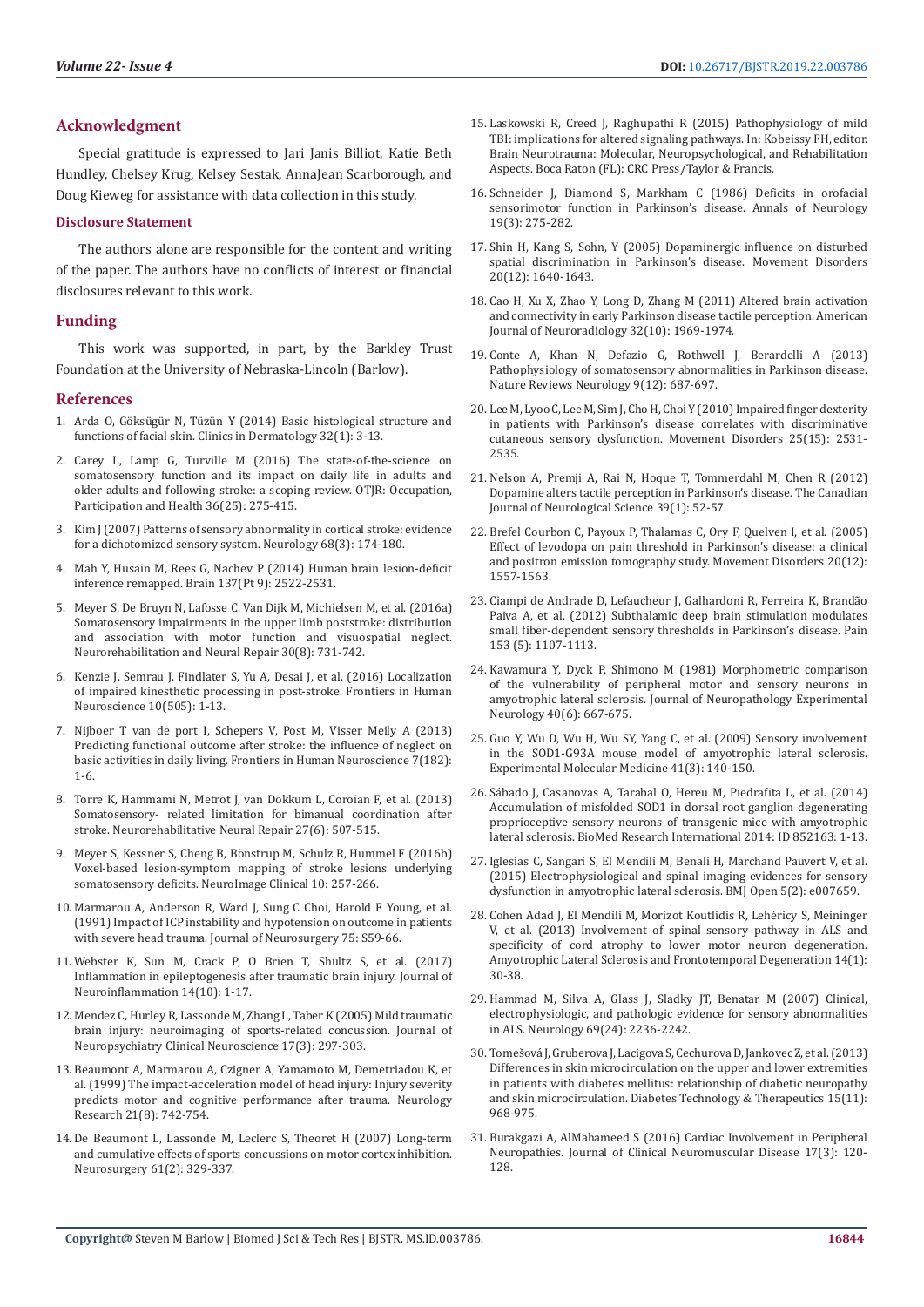## Acknowledgment

Special gratitude is expressed to Jari Janis Billiot, Katie Beth Hundley, Chelsey Krug, Kelsey Sestak, AnnaJean Scarborough, and Doug Kieweg for assistance with data collection in this study.

### Disclosure Statement

The authors alone are responsible for the content and writing of the paper. The authors have no conflicts of interest or financial disclosures relevant to this work.

## Funding

This work was supported, in part, by the Barkley Trust Foundation at the University of Nebraska-Lincoln (Barlow).

## References

1. Arda O, Göksügür N, Tüzün Y (2014) Basic histological structure and functions of facial skin. Clinics in Dermatology 32(1): 3-13.
2. Carey L, Lamp G, Turville M (2016) The state-of-the-science on somatosensory function and its impact on daily life in adults and older adults and following stroke: a scoping review. OTJR: Occupation, Participation and Health 36(25): 275-415.
3. Kim J (2007) Patterns of sensory abnormality in cortical stroke: evidence for a dichotomized sensory system. Neurology 68(3): 174-180.
4. Mah Y, Husain M, Rees G, Nachev P (2014) Human brain lesion-deficit inference remapped. Brain 137(Pt 9): 2522-2531.
5. Meyer S, De Bruyn N, Lafosse C, Van Dijk M, Michielsen M, et al. (2016a) Somatosensory impairments in the upper limb poststroke: distribution and association with motor function and visuospatial neglect. Neurorehabilitation and Neural Repair 30(8): 731-742.
6. Kenzie J, Semrau J, Findlater S, Yu A, Desai J, et al. (2016) Localization of impaired kinesthetic processing in post-stroke. Frontiers in Human Neuroscience 10(505): 1-13.
7. Nijboer T van de port I, Schepers V, Post M, Visser Meily A (2013) Predicting functional outcome after stroke: the influence of neglect on basic activities in daily living. Frontiers in Human Neuroscience 7(182): 1-6.
8. Torre K, Hammami N, Metrot J, van Dokkum L, Coroian F, et al. (2013) Somatosensory- related limitation for bimanual coordination after stroke. Neurorehabilitative Neural Repair 27(6): 507-515.
9. Meyer S, Kessner S, Cheng B, Bönstrup M, Schulz R, Hummel F (2016b) Voxel-based lesion-symptom mapping of stroke lesions underlying somatosensory deficits. NeuroImage Clinical 10: 257-266.
10. Marmarou A, Anderson R, Ward J, Sung C Choi, Harold F Young, et al. (1991) Impact of ICP instability and hypotension on outcome in patients with severe head trauma. Journal of Neurosurgery 75: S59-66.
11. Webster K, Sun M, Crack P, O Brien T, Shultz S, et al. (2017) Inflammation in epileptogenesis after traumatic brain injury. Journal of Neuroinflammation 14(10): 1-17.
12. Mendez C, Hurley R, Lassonde M, Zhang L, Taber K (2005) Mild traumatic brain injury: neuroimaging of sports-related concussion. Journal of Neuropsychiatry Clinical Neuroscience 17(3): 297-303.
13. Beaumont A, Marmarou A, Czigner A, Yamamoto M, Demetriadou K, et al. (1999) The impact-acceleration model of head injury: Injury severity predicts motor and cognitive performance after trauma. Neurology Research 21(8): 742-754.
14. De Beaumont L, Lassonde M, Leclerc S, Theoret H (2007) Long-term and cumulative effects of sports concussions on motor cortex inhibition. Neurosurgery 61(2): 329-337.
15. Laskowski R, Creed J, Raghupathi R (2015) Pathophysiology of mild TBI: implications for altered signaling pathways. In: Kobeissy FH, editor. Brain Neurotrauma: Molecular, Neuropsychological, and Rehabilitation Aspects. Boca Raton (FL): CRC Press/Taylor & Francis.
16. Schneider J, Diamond S, Markham C (1986) Deficits in orofacial sensorimotor function in Parkinson's disease. Annals of Neurology 19(3): 275-282.
17. Shin H, Kang S, Sohn, Y (2005) Dopaminergic influence on disturbed spatial discrimination in Parkinson's disease. Movement Disorders 20(12): 1640-1643.
18. Cao H, Xu X, Zhao Y, Long D, Zhang M (2011) Altered brain activation and connectivity in early Parkinson disease tactile perception. American Journal of Neuroradiology 32(10): 1969-1974.
19. Conte A, Khan N, Defazio G, Rothwell J, Berardelli A (2013) Pathophysiology of somatosensory abnormalities in Parkinson disease. Nature Reviews Neurology 9(12): 687-697.
20. Lee M, Lyoo C, Lee M, Sim J, Cho H, Choi Y (2010) Impaired finger dexterity in patients with Parkinson's disease correlates with discriminative cutaneous sensory dysfunction. Movement Disorders 25(15): 2531-2535.
21. Nelson A, Premji A, Rai N, Hoque T, Tommerdahl M, Chen R (2012) Dopamine alters tactile perception in Parkinson's disease. The Canadian Journal of Neurological Science 39(1): 52-57.
22. Brefel Courbon C, Payoux P, Thalamas C, Ory F, Quelven I, et al. (2005) Effect of levodopa on pain threshold in Parkinson's disease: a clinical and positron emission tomography study. Movement Disorders 20(12): 1557-1563.
23. Ciampi de Andrade D, Lefaucheur J, Galhardoni R, Ferreira K, Brandão Paiva A, et al. (2012) Subthalamic deep brain stimulation modulates small fiber-dependent sensory thresholds in Parkinson's disease. Pain 153 (5): 1107-1113.
24. Kawamura Y, Dyck P, Shimono M (1981) Morphometric comparison of the vulnerability of peripheral motor and sensory neurons in amyotrophic lateral sclerosis. Journal of Neuropathology Experimental Neurology 40(6): 667-675.
25. Guo Y, Wu D, Wu H, Wu SY, Yang C, et al. (2009) Sensory involvement in the SOD1-G93A mouse model of amyotrophic lateral sclerosis. Experimental Molecular Medicine 41(3): 140-150.
26. Sábado J, Casanovas A, Tarabal O, Hereu M, Piedrafita L, et al. (2014) Accumulation of misfolded SOD1 in dorsal root ganglion degenerating proprioceptive sensory neurons of transgenic mice with amyotrophic lateral sclerosis. BioMed Research International 2014: ID 852163: 1-13.
27. Iglesias C, Sangari S, El Mendili M, Benali H, Marchand Pauvert V, et al. (2015) Electrophysiological and spinal imaging evidences for sensory dysfunction in amyotrophic lateral sclerosis. BMJ Open 5(2): e007659.
28. Cohen Adad J, El Mendili M, Morizot Koutlidis R, Lehéricy S, Meininger V, et al. (2013) Involvement of spinal sensory pathway in ALS and specificity of cord atrophy to lower motor neuron degeneration. Amyotrophic Lateral Sclerosis and Frontotemporal Degeneration 14(1): 30-38.
29. Hammad M, Silva A, Glass J, Sladky JT, Benatar M (2007) Clinical, electrophysiologic, and pathologic evidence for sensory abnormalities in ALS. Neurology 69(24): 2236-2242.
30. Tomešová J, Gruberova J, Lacigova S, Cechurova D, Jankovec Z, et al. (2013) Differences in skin microcirculation on the upper and lower extremities in patients with diabetes mellitus: relationship of diabetic neuropathy and skin microcirculation. Diabetes Technology & Therapeutics 15(11): 968-975.
31. Burakgazi A, AlMahameed S (2016) Cardiac Involvement in Peripheral Neuropathies. Journal of Clinical Neuromuscular Disease 17(3): 120-128.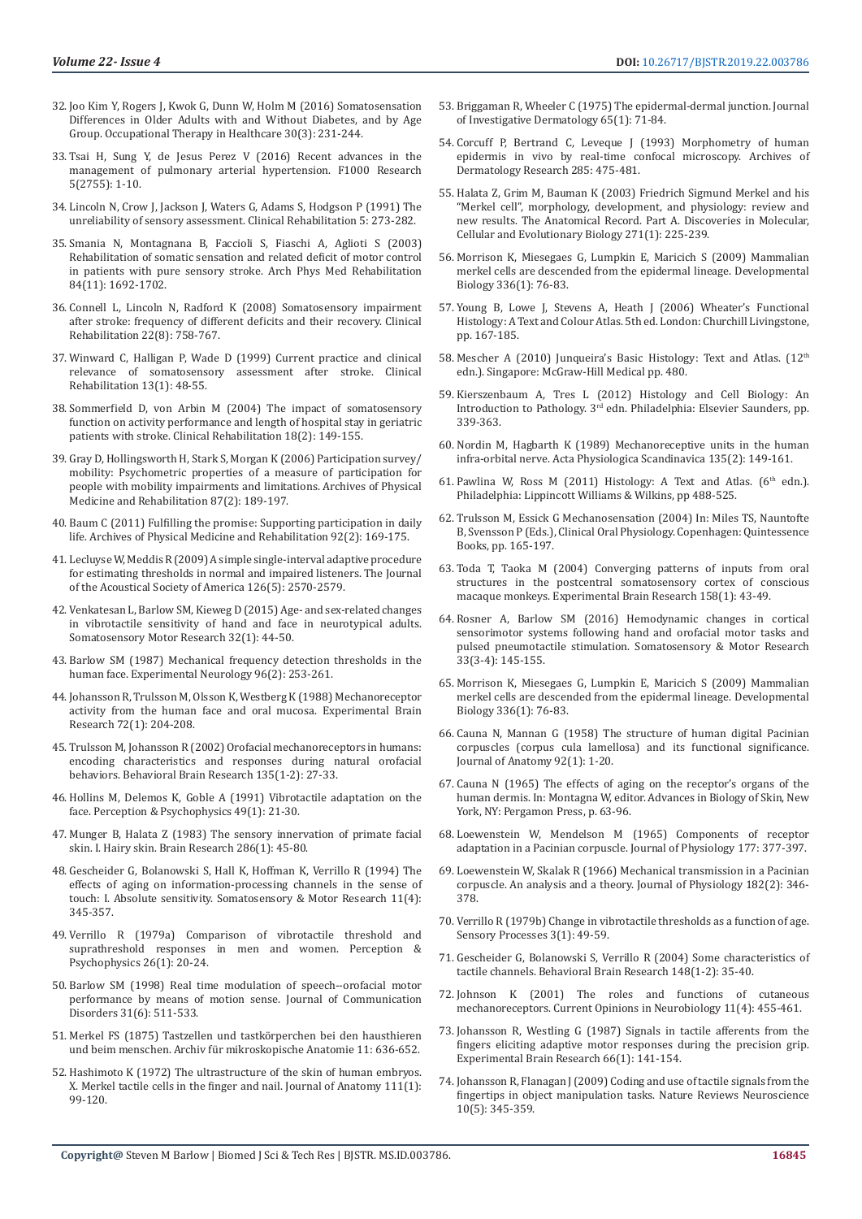32. Joo Kim Y, Rogers J, Kwok G, Dunn W, Holm M (2016) Somatosensation Differences in Older Adults with and Without Diabetes, and by Age Group. Occupational Therapy in Healthcare 30(3): 231-244.
33. Tsai H, Sung Y, de Jesus Perez V (2016) Recent advances in the management of pulmonary arterial hypertension. F1000 Research 5(2755): 1-10.
34. Lincoln N, Crow J, Jackson J, Waters G, Adams S, Hodgson P (1991) The unreliability of sensory assessment. Clinical Rehabilitation 5: 273-282.
35. Smania N, Montagnana B, Faccioli S, Fiaschi A, Aglioti S (2003) Rehabilitation of somatic sensation and related deficit of motor control in patients with pure sensory stroke. Arch Phys Med Rehabilitation 84(11): 1692-1702.
36. Connell L, Lincoln N, Radford K (2008) Somatosensory impairment after stroke: frequency of different deficits and their recovery. Clinical Rehabilitation 22(8): 758-767.
37. Winward C, Halligan P, Wade D (1999) Current practice and clinical relevance of somatosensory assessment after stroke. Clinical Rehabilitation 13(1): 48-55.
38. Sommerfield D, von Arbin M (2004) The impact of somatosensory function on activity performance and length of hospital stay in geriatric patients with stroke. Clinical Rehabilitation 18(2): 149-155.
39. Gray D, Hollingsworth H, Stark S, Morgan K (2006) Participation survey/mobility: Psychometric properties of a measure of participation for people with mobility impairments and limitations. Archives of Physical Medicine and Rehabilitation 87(2): 189-197.
40. Baum C (2011) Fulfilling the promise: Supporting participation in daily life. Archives of Physical Medicine and Rehabilitation 92(2): 169-175.
41. Lecluyse W, Meddis R (2009) A simple single-interval adaptive procedure for estimating thresholds in normal and impaired listeners. The Journal of the Acoustical Society of America 126(5): 2570-2579.
42. Venkatesan L, Barlow SM, Kieweg D (2015) Age- and sex-related changes in vibrotactile sensitivity of hand and face in neurotypical adults. Somatosensory Motor Research 32(1): 44-50.
43. Barlow SM (1987) Mechanical frequency detection thresholds in the human face. Experimental Neurology 96(2): 253-261.
44. Johansson R, Trulsson M, Olsson K, Westberg K (1988) Mechanoreceptor activity from the human face and oral mucosa. Experimental Brain Research 72(1): 204-208.
45. Trulsson M, Johansson R (2002) Orofacial mechanoreceptors in humans: encoding characteristics and responses during natural orofacial behaviors. Behavioral Brain Research 135(1-2): 27-33.
46. Hollins M, Delemos K, Goble A (1991) Vibrotactile adaptation on the face. Perception & Psychophysics 49(1): 21-30.
47. Munger B, Halata Z (1983) The sensory innervation of primate facial skin. I. Hairy skin. Brain Research 286(1): 45-80.
48. Gescheider G, Bolanowski S, Hall K, Hoffman K, Verrillo R (1994) The effects of aging on information-processing channels in the sense of touch: I. Absolute sensitivity. Somatosensory & Motor Research 11(4): 345-357.
49. Verrillo R (1979a) Comparison of vibrotactile threshold and suprathreshold responses in men and women. Perception & Psychophysics 26(1): 20-24.
50. Barlow SM (1998) Real time modulation of speech--orofacial motor performance by means of motion sense. Journal of Communication Disorders 31(6): 511-533.
51. Merkel FS (1875) Tastzellen und tastkörperchen bei den hausthieren und beim menschen. Archiv für mikroskopische Anatomie 11: 636-652.
52. Hashimoto K (1972) The ultrastructure of the skin of human embryos. X. Merkel tactile cells in the finger and nail. Journal of Anatomy 111(1): 99-120.
53. Briggaman R, Wheeler C (1975) The epidermal-dermal junction. Journal of Investigative Dermatology 65(1): 71-84.
54. Corcuff P, Bertrand C, Leveque J (1993) Morphometry of human epidermis in vivo by real-time confocal microscopy. Archives of Dermatology Research 285: 475-481.
55. Halata Z, Grim M, Bauman K (2003) Friedrich Sigmund Merkel and his "Merkel cell", morphology, development, and physiology: review and new results. The Anatomical Record. Part A. Discoveries in Molecular, Cellular and Evolutionary Biology 271(1): 225-239.
56. Morrison K, Miesegaes G, Lumpkin E, Maricich S (2009) Mammalian merkel cells are descended from the epidermal lineage. Developmental Biology 336(1): 76-83.
57. Young B, Lowe J, Stevens A, Heath J (2006) Wheater's Functional Histology: A Text and Colour Atlas. 5th ed. London: Churchill Livingstone, pp. 167-185.
58. Mescher A (2010) Junqueira's Basic Histology: Text and Atlas. (12th edn.). Singapore: McGraw-Hill Medical pp. 480.
59. Kierszenbaum A, Tres L (2012) Histology and Cell Biology: An Introduction to Pathology. 3rd edn. Philadelphia: Elsevier Saunders, pp. 339-363.
60. Nordin M, Hagbarth K (1989) Mechanoreceptive units in the human infra-orbital nerve. Acta Physiologica Scandinavica 158(2): 149-161.
61. Pawlina W, Ross M (2011) Histology: A Text and Atlas. (6th edn.). Philadelphia: Lippincott Williams & Wilkins, pp 488-525.
62. Trulsson M, Essick G Mechanosensation (2004) In: Miles TS, Nauntofte B, Svensson P (Eds.), Clinical Oral Physiology. Copenhagen: Quintessence Books, pp. 165-197.
63. Toda T, Taoka M (2004) Converging patterns of inputs from oral structures in the postcentral somatosensory cortex of conscious macaque monkeys. Experimental Brain Research 158(1): 43-49.
64. Rosner A, Barlow SM (2016) Hemodynamic changes in cortical sensorimotor systems following hand and orofacial motor tasks and pulsed pneumotactile stimulation. Somatosensory & Motor Research 33(3-4): 145-155.
65. Morrison K, Miesegaes G, Lumpkin E, Maricich S (2009) Mammalian merkel cells are descended from the epidermal lineage. Developmental Biology 336(1): 76-83.
66. Cauna N, Mannan G (1958) The structure of human digital Pacinian corpuscles (corpus cula lamellosa) and its functional significance. Journal of Anatomy 92(1): 1-20.
67. Cauna N (1965) The effects of aging on the receptor's organs of the human dermis. In: Montagna W, editor. Advances in Biology of Skin, New York, NY: Pergamon Press, p. 63-96.
68. Loewenstein W, Mendelson M (1965) Components of receptor adaptation in a Pacinian corpuscle. Journal of Physiology 177: 377-397.
69. Loewenstein W, Skalak R (1966) Mechanical transmission in a Pacinian corpuscle. An analysis and a theory. Journal of Physiology 182(2): 346-378.
70. Verrillo R (1979b) Change in vibrotactile thresholds as a function of age. Sensory Processes 3(1): 49-59.
71. Gescheider G, Bolanowski S, Verrillo R (2004) Some characteristics of tactile channels. Behavioral Brain Research 148(1-2): 35-40.
72. Johnson K (2001) The roles and functions of cutaneous mechanoreceptors. Current Opinions in Neurobiology 11(4): 455-461.
73. Johansson R, Westling G (1987) Signals in tactile afferents from the fingers eliciting adaptive motor responses during the precision grip. Experimental Brain Research 66(1): 141-154.
74. Johansson R, Flanagan J (2009) Coding and use of tactile signals from the fingertips in object manipulation tasks. Nature Reviews Neuroscience 10(5): 345-359.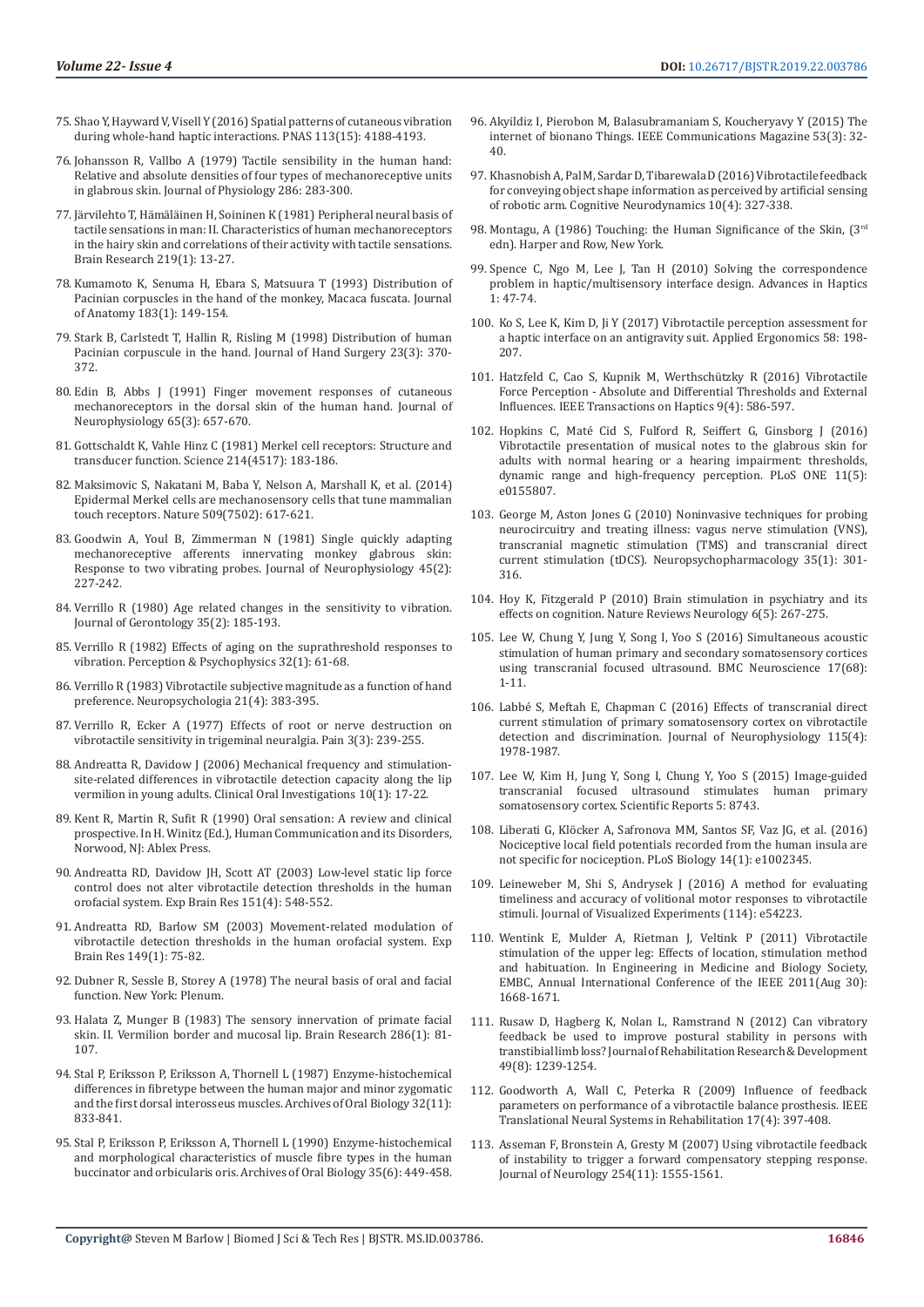75. Shao Y, Hayward V, Visell Y (2016) Spatial patterns of cutaneous vibration during whole-hand haptic interactions. PNAS 113(15): 4188-4193.

76. Johansson R, Vallbo A (1979) Tactile sensibility in the human hand: Relative and absolute densities of four types of mechanoreceptive units in glabrous skin. Journal of Physiology 286: 283-300.

77. Järvilehto T, Hämäläinen H, Soininen K (1981) Peripheral neural basis of tactile sensations in man: II. Characteristics of human mechanoreceptors in the hairy skin and correlations of their activity with tactile sensations. Brain Research 219(1): 13-27.

78. Kumamoto K, Senuma H, Ebara S, Matsuura T (1993) Distribution of Pacinian corpuscles in the hand of the monkey, Macaca fuscata. Journal of Anatomy 183(1): 149-154.

79. Stark B, Carlstedt T, Hallin R, Risling M (1998) Distribution of human Pacinian corpuscule in the hand. Journal of Hand Surgery 23(3): 370-372.

80. Edin B, Abbs J (1991) Finger movement responses of cutaneous mechanoreceptors in the dorsal skin of the human hand. Journal of Neurophysiology 65(3): 657-670.

81. Gottschaldt K, Vahle Hinz C (1981) Merkel cell receptors: Structure and transducer function. Science 214(4517): 183-186.

82. Maksimovic S, Nakatani M, Baba Y, Nelson A, Marshall K, et al. (2014) Epidermal Merkel cells are mechanosensory cells that tune mammalian touch receptors. Nature 509(7502): 617-621.

83. Goodwin A, Youl B, Zimmerman N (1981) Single quickly adapting mechanoreceptive afferents innervating monkey glabrous skin: Response to two vibrating probes. Journal of Neurophysiology 45(2): 227-242.

84. Verrillo R (1980) Age related changes in the sensitivity to vibration. Journal of Gerontology 35(2): 185-193.

85. Verrillo R (1982) Effects of aging on the suprathreshold responses to vibration. Perception & Psychophysics 32(1): 61-68.

86. Verrillo R (1983) Vibrotactile subjective magnitude as a function of hand preference. Neuropsychologia 21(4): 383-395.

87. Verrillo R, Ecker A (1977) Effects of root or nerve destruction on vibrotactile sensitivity in trigeminal neuralgia. Pain 3(3): 239-255.

88. Andreatta R, Davidow J (2006) Mechanical frequency and stimulation-site-related differences in vibrotactile detection capacity along the lip vermilion in young adults. Clinical Oral Investigations 10(1): 17-22.

89. Kent R, Martin R, Sufit R (1990) Oral sensation: A review and clinical prospective. In H. Winitz (Ed.), Human Communication and its Disorders, Norwood, NJ: Ablex Press.

90. Andreatta RD, Davidow JH, Scott AT (2003) Low-level static lip force control does not alter vibrotactile detection thresholds in the human orofacial system. Exp Brain Res 151(4): 548-552.

91. Andreatta RD, Barlow SM (2003) Movement-related modulation of vibrotactile detection thresholds in the human orofacial system. Exp Brain Res 149(1): 75-82.

92. Dubner R, Sessle B, Storey A (1978) The neural basis of oral and facial function. New York: Plenum.

93. Halata Z, Munger B (1983) The sensory innervation of primate facial skin. II. Vermilion border and mucosal lip. Brain Research 286(1): 81-107.

94. Stal P, Eriksson P, Eriksson A, Thornell L (1987) Enzyme-histochemical differences in fibretype between the human major and minor zygomatic and the first dorsal interosseus muscles. Archives of Oral Biology 32(11): 833-841.

95. Stal P, Eriksson P, Eriksson A, Thornell L (1990) Enzyme-histochemical and morphological characteristics of muscle fibre types in the human buccinator and orbicularis oris. Archives of Oral Biology 35(6): 449-458.

96. Akyildiz I, Pierobon M, Balasubramaniam S, Koucheryavy Y (2015) The internet of bionano Things. IEEE Communications Magazine 53(3): 32-40.

97. Khasnobish A, Pal M, Sardar D, Tibarewala D (2016) Vibrotactile feedback for conveying object shape information as perceived by artificial sensing of robotic arm. Cognitive Neurodynamics 10(4): 327-338.

98. Montagu, A (1986) Touching: the Human Significance of the Skin, (3rd edn). Harper and Row, New York.

99. Spence C, Ngo M, Lee J, Tan H (2010) Solving the correspondence problem in haptic/multisensory interface design. Advances in Haptics 1: 47-74.

100. Ko S, Lee K, Kim D, Ji Y (2017) Vibrotactile perception assessment for a haptic interface on an antigravity suit. Applied Ergonomics 58: 198-207.

101. Hatzfeld C, Cao S, Kupnik M, Werthschützky R (2016) Vibrotactile Force Perception - Absolute and Differential Thresholds and External Influences. IEEE Transactions on Haptics 9(4): 586-597.

102. Hopkins C, Maté Cid S, Fulford R, Seiffert G, Ginsborg J (2016) Vibrotactile presentation of musical notes to the glabrous skin for adults with normal hearing or a hearing impairment: thresholds, dynamic range and high-frequency perception. PLoS ONE 11(5): e0155807.

103. George M, Aston Jones G (2010) Noninvasive techniques for probing neurocircuitry and treating illness: vagus nerve stimulation (VNS), transcranial magnetic stimulation (TMS) and transcranial direct current stimulation (tDCS). Neuropsychopharmacology 35(1): 301-316.

104. Hoy K, Fitzgerald P (2010) Brain stimulation in psychiatry and its effects on cognition. Nature Reviews Neurology 6(5): 267-275.

105. Lee W, Chung Y, Jung Y, Song I, Yoo S (2016) Simultaneous acoustic stimulation of human primary and secondary somatosensory cortices using transcranial focused ultrasound. BMC Neuroscience 17(68): 1-11.

106. Labbé S, Meftah E, Chapman C (2016) Effects of transcranial direct current stimulation of primary somatosensory cortex on vibrotactile detection and discrimination. Journal of Neurophysiology 115(4): 1978-1987.

107. Lee W, Kim H, Jung Y, Song I, Chung Y, Yoo S (2015) Image-guided transcranial focused ultrasound stimulates human primary somatosensory cortex. Scientific Reports 5: 8743.

108. Liberati G, Klöcker A, Safronova MM, Santos SF, Vaz JG, et al. (2016) Nociceptive local field potentials recorded from the human insula are not specific for nociception. PLoS Biology 14(1): e1002345.

109. Leineweber M, Shi S, Andrysek J (2016) A method for evaluating timeliness and accuracy of volitional motor responses to vibrotactile stimuli. Journal of Visualized Experiments (114): e54223.

110. Wentink E, Mulder A, Rietman J, Veltink P (2011) Vibrotactile stimulation of the upper leg: Effects of location, stimulation method and habituation. In Engineering in Medicine and Biology Society, EMBC, Annual International Conference of the IEEE 2011(Aug 30): 1668-1671.

111. Rusaw D, Hagberg K, Nolan L, Ramstrand N (2012) Can vibratory feedback be used to improve postural stability in persons with transtibial limb loss? Journal of Rehabilitation Research & Development 49(8): 1239-1254.

112. Goodworth A, Wall C, Peterka R (2009) Influence of feedback parameters on performance of a vibrotactile balance prosthesis. IEEE Translational Neural Systems in Rehabilitation 17(4): 397-408.

113. Asseman F, Bronstein A, Gresty M (2007) Using vibrotactile feedback of instability to trigger a forward compensatory stepping response. Journal of Neurology 254(11): 1555-1561.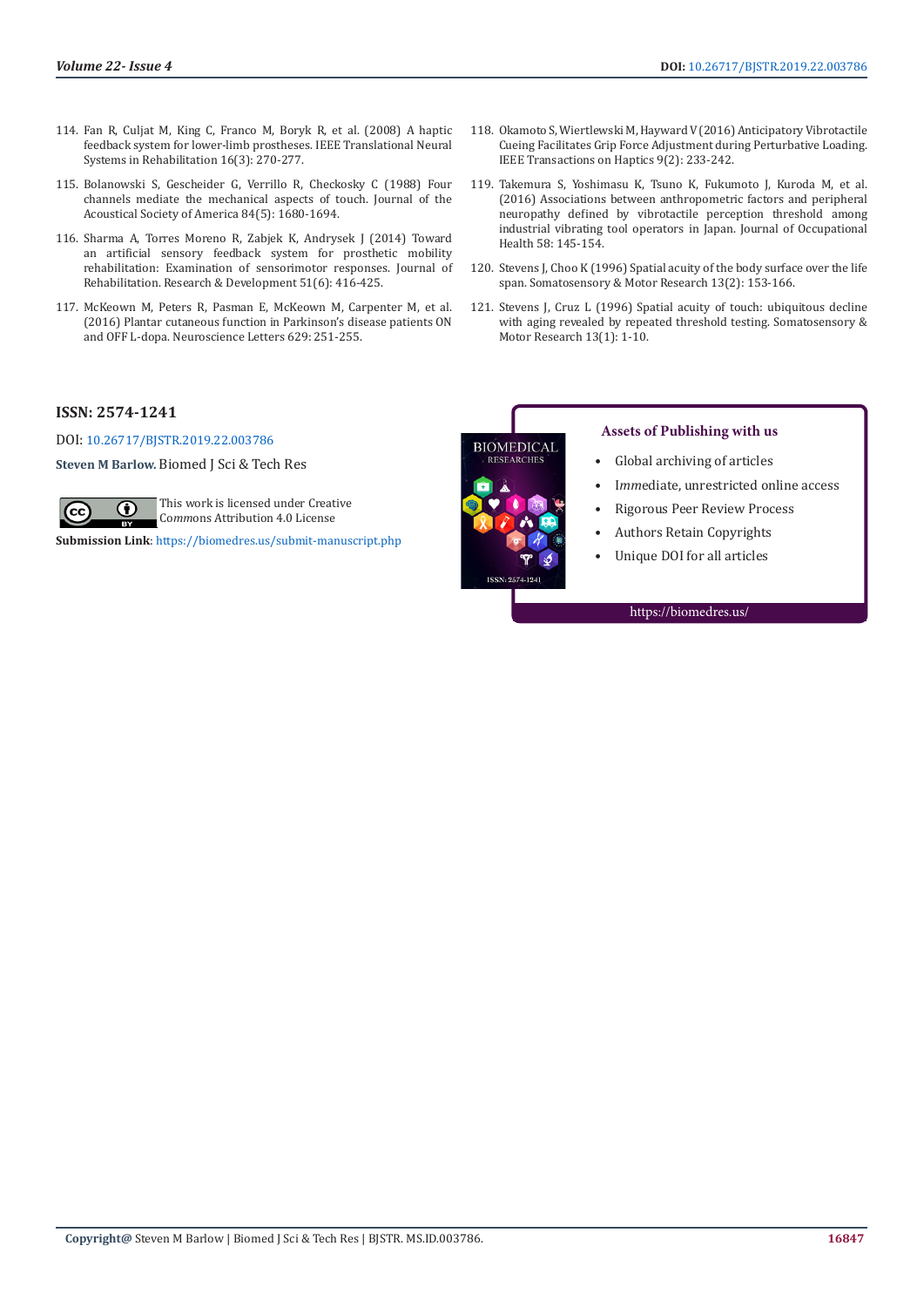114. Fan R, Culjat M, King C, Franco M, Boryk R, et al. (2008) A haptic feedback system for lower-limb prostheses. IEEE Translational Neural Systems in Rehabilitation 16(3): 270-277.

115. Bolanowski S, Gescheider G, Verrillo R, Checkosky C (1988) Four channels mediate the mechanical aspects of touch. Journal of the Acoustical Society of America 84(5): 1680-1694.

116. Sharma A, Torres Moreno R, Zabjek K, Andrysek J (2014) Toward an artificial sensory feedback system for prosthetic mobility rehabilitation: Examination of sensorimotor responses. Journal of Rehabilitation. Research & Development 51(6): 416-425.

117. McKeown M, Peters R, Pasman E, McKeown M, Carpenter M, et al. (2016) Plantar cutaneous function in Parkinson's disease patients ON and OFF L-dopa. Neuroscience Letters 629: 251-255.

118. Okamoto S, Wiertlewski M, Hayward V (2016) Anticipatory Vibrotactile Cueing Facilitates Grip Force Adjustment during Perturbative Loading. IEEE Transactions on Haptics 9(2): 233-242.

119. Takemura S, Yoshimasu K, Tsuno K, Fukumoto J, Kuroda M, et al. (2016) Associations between anthropometric factors and peripheral neuropathy defined by vibrotactile perception threshold among industrial vibrating tool operators in Japan. Journal of Occupational Health 58: 145-154.

120. Stevens J, Choo K (1996) Spatial acuity of the body surface over the life span. Somatosensory & Motor Research 13(2): 153-166.

121. Stevens J, Cruz L (1996) Spatial acuity of touch: ubiquitous decline with aging revealed by repeated threshold testing. Somatosensory & Motor Research 13(1): 1-10.

**ISSN: 2574-1241**

DOI: 10.26717/BJSTR.2019.22.003786

**Steven M Barlow.** Biomed J Sci & Tech Res

This work is licensed under Creative Commons Attribution 4.0 License

**Submission Link**: https://biomedres.us/submit-manuscript.php

**Assets of Publishing with us**

- Global archiving of articles
- Immediate, unrestricted online access
- Rigorous Peer Review Process
- Authors Retain Copyrights
- Unique DOI for all articles

https://biomedres.us/